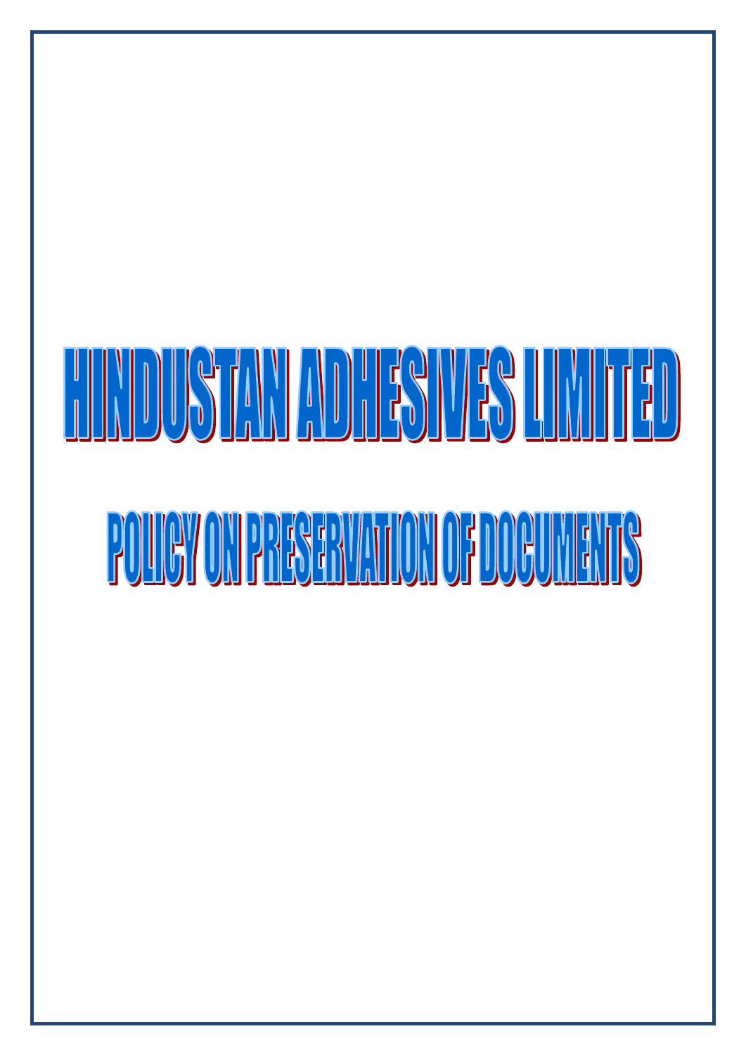# HINDUSTAN ADHESIVES LIMITED

## POLICY ON PRESERVATION OF DOCUMENTS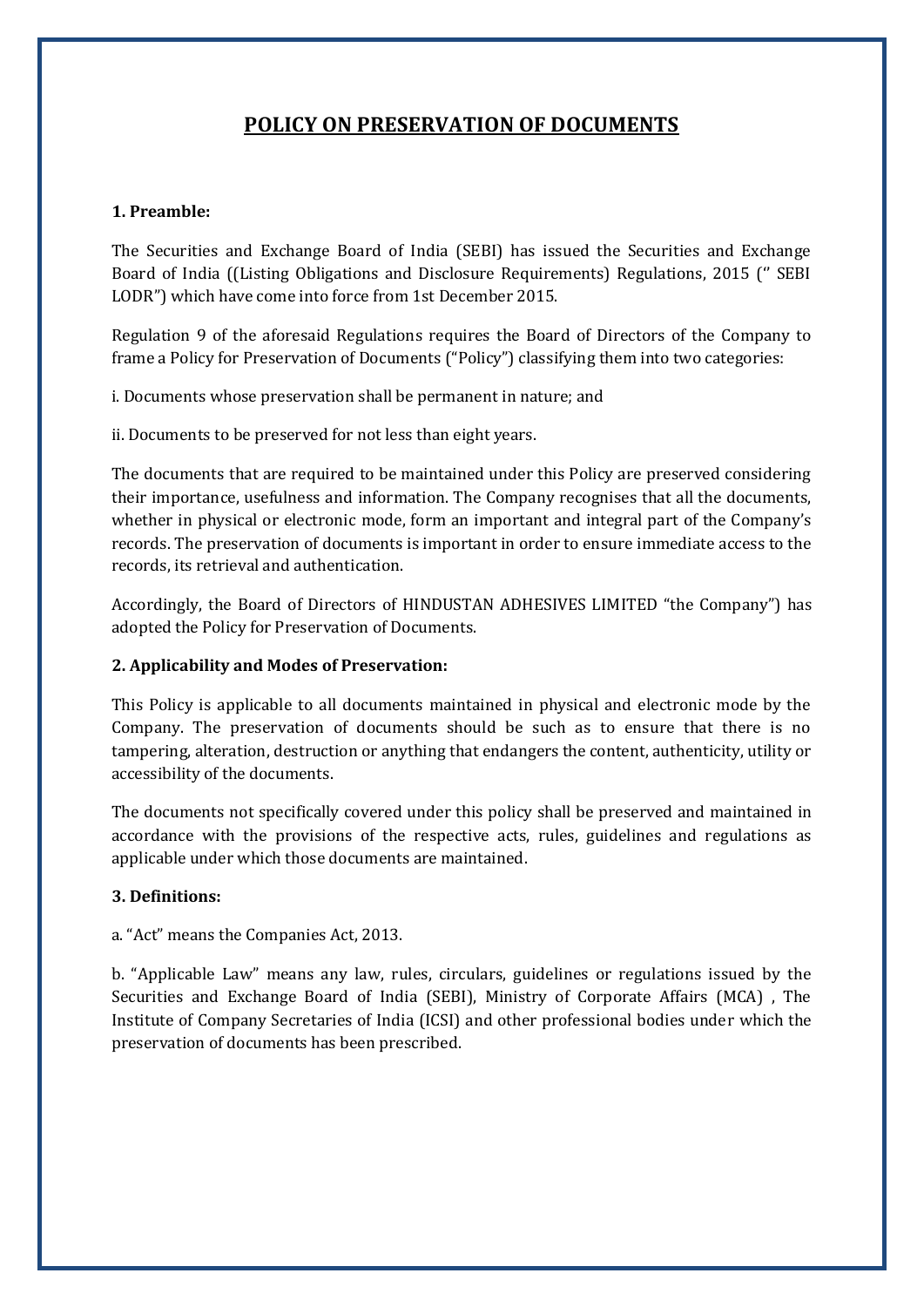# POLICY ON PRESERVATION OF DOCUMENTS

### 1. Preamble:

The Securities and Exchange Board of India (SEBI) has issued the Securities and Exchange Board of India ((Listing Obligations and Disclosure Requirements) Regulations, 2015 ('' SEBI LODR") which have come into force from 1st December 2015.

Regulation 9 of the aforesaid Regulations requires the Board of Directors of the Company to frame a Policy for Preservation of Documents ("Policy") classifying them into two categories:

i. Documents whose preservation shall be permanent in nature; and

ii. Documents to be preserved for not less than eight years.

The documents that are required to be maintained under this Policy are preserved considering their importance, usefulness and information. The Company recognises that all the documents, whether in physical or electronic mode, form an important and integral part of the Company's records. The preservation of documents is important in order to ensure immediate access to the records, its retrieval and authentication.

Accordingly, the Board of Directors of HINDUSTAN ADHESIVES LIMITED "the Company") has adopted the Policy for Preservation of Documents.

### 2. Applicability and Modes of Preservation:

This Policy is applicable to all documents maintained in physical and electronic mode by the Company. The preservation of documents should be such as to ensure that there is no tampering, alteration, destruction or anything that endangers the content, authenticity, utility or accessibility of the documents.

The documents not specifically covered under this policy shall be preserved and maintained in accordance with the provisions of the respective acts, rules, guidelines and regulations as applicable under which those documents are maintained.

### 3. Definitions:

a. "Act" means the Companies Act, 2013.

b. "Applicable Law" means any law, rules, circulars, guidelines or regulations issued by the Securities and Exchange Board of India (SEBI), Ministry of Corporate Affairs (MCA) , The Institute of Company Secretaries of India (ICSI) and other professional bodies under which the preservation of documents has been prescribed.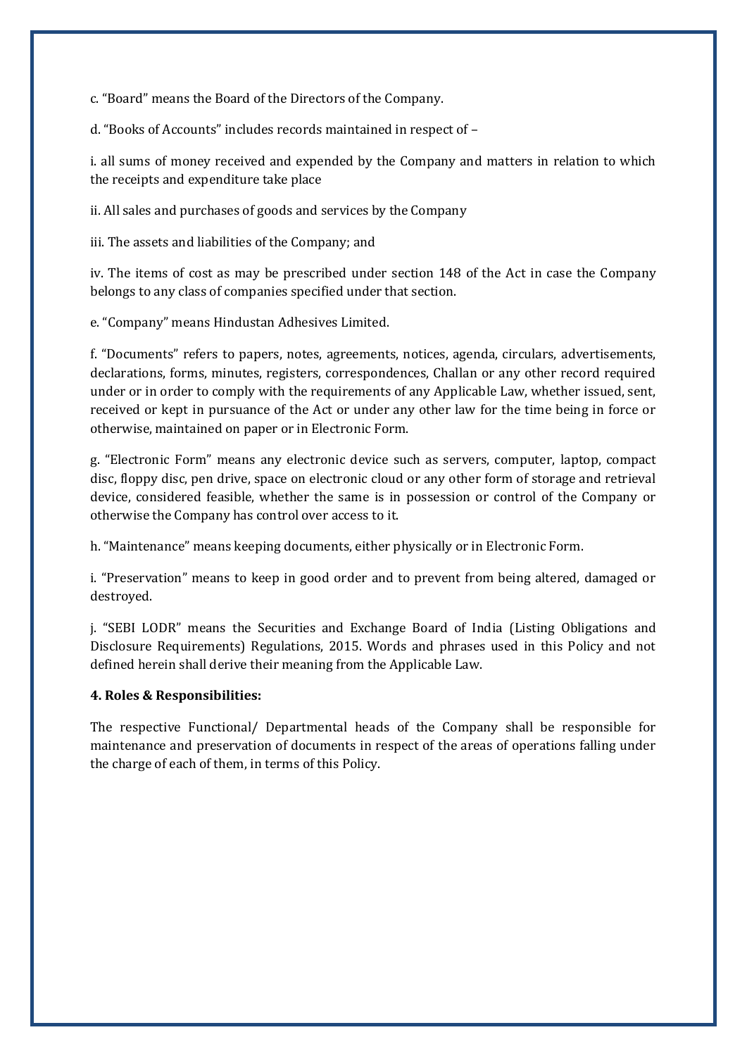c. "Board" means the Board of the Directors of the Company.

d. "Books of Accounts" includes records maintained in respect of –

i. all sums of money received and expended by the Company and matters in relation to which the receipts and expenditure take place

ii. All sales and purchases of goods and services by the Company

iii. The assets and liabilities of the Company; and

iv. The items of cost as may be prescribed under section 148 of the Act in case the Company belongs to any class of companies specified under that section.

e. "Company" means Hindustan Adhesives Limited.

f. "Documents" refers to papers, notes, agreements, notices, agenda, circulars, advertisements, declarations, forms, minutes, registers, correspondences, Challan or any other record required under or in order to comply with the requirements of any Applicable Law, whether issued, sent, received or kept in pursuance of the Act or under any other law for the time being in force or otherwise, maintained on paper or in Electronic Form.

g. "Electronic Form" means any electronic device such as servers, computer, laptop, compact disc, floppy disc, pen drive, space on electronic cloud or any other form of storage and retrieval device, considered feasible, whether the same is in possession or control of the Company or otherwise the Company has control over access to it.

h. "Maintenance" means keeping documents, either physically or in Electronic Form.

i. "Preservation" means to keep in good order and to prevent from being altered, damaged or destroyed.

j. "SEBI LODR" means the Securities and Exchange Board of India (Listing Obligations and Disclosure Requirements) Regulations, 2015. Words and phrases used in this Policy and not defined herein shall derive their meaning from the Applicable Law.

**4. Roles & Responsibilities:**

The respective Functional/ Departmental heads of the Company shall be responsible for maintenance and preservation of documents in respect of the areas of operations falling under the charge of each of them, in terms of this Policy.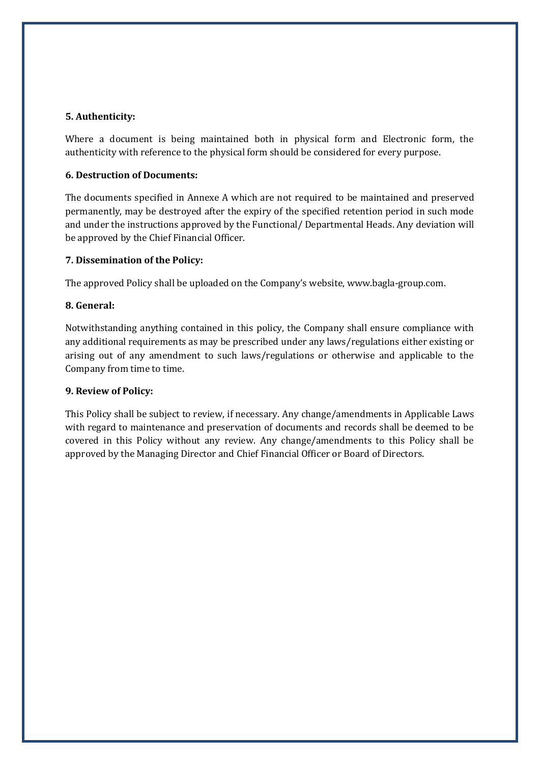**5. Authenticity:**

Where a document is being maintained both in physical form and Electronic form, the authenticity with reference to the physical form should be considered for every purpose.

**6. Destruction of Documents:**

The documents specified in Annexe A which are not required to be maintained and preserved permanently, may be destroyed after the expiry of the specified retention period in such mode and under the instructions approved by the Functional/ Departmental Heads. Any deviation will be approved by the Chief Financial Officer.

**7. Dissemination of the Policy:**

The approved Policy shall be uploaded on the Company's website, www.bagla-group.com.

**8. General:**

Notwithstanding anything contained in this policy, the Company shall ensure compliance with any additional requirements as may be prescribed under any laws/regulations either existing or arising out of any amendment to such laws/regulations or otherwise and applicable to the Company from time to time.

**9. Review of Policy:**

This Policy shall be subject to review, if necessary. Any change/amendments in Applicable Laws with regard to maintenance and preservation of documents and records shall be deemed to be covered in this Policy without any review. Any change/amendments to this Policy shall be approved by the Managing Director and Chief Financial Officer or Board of Directors.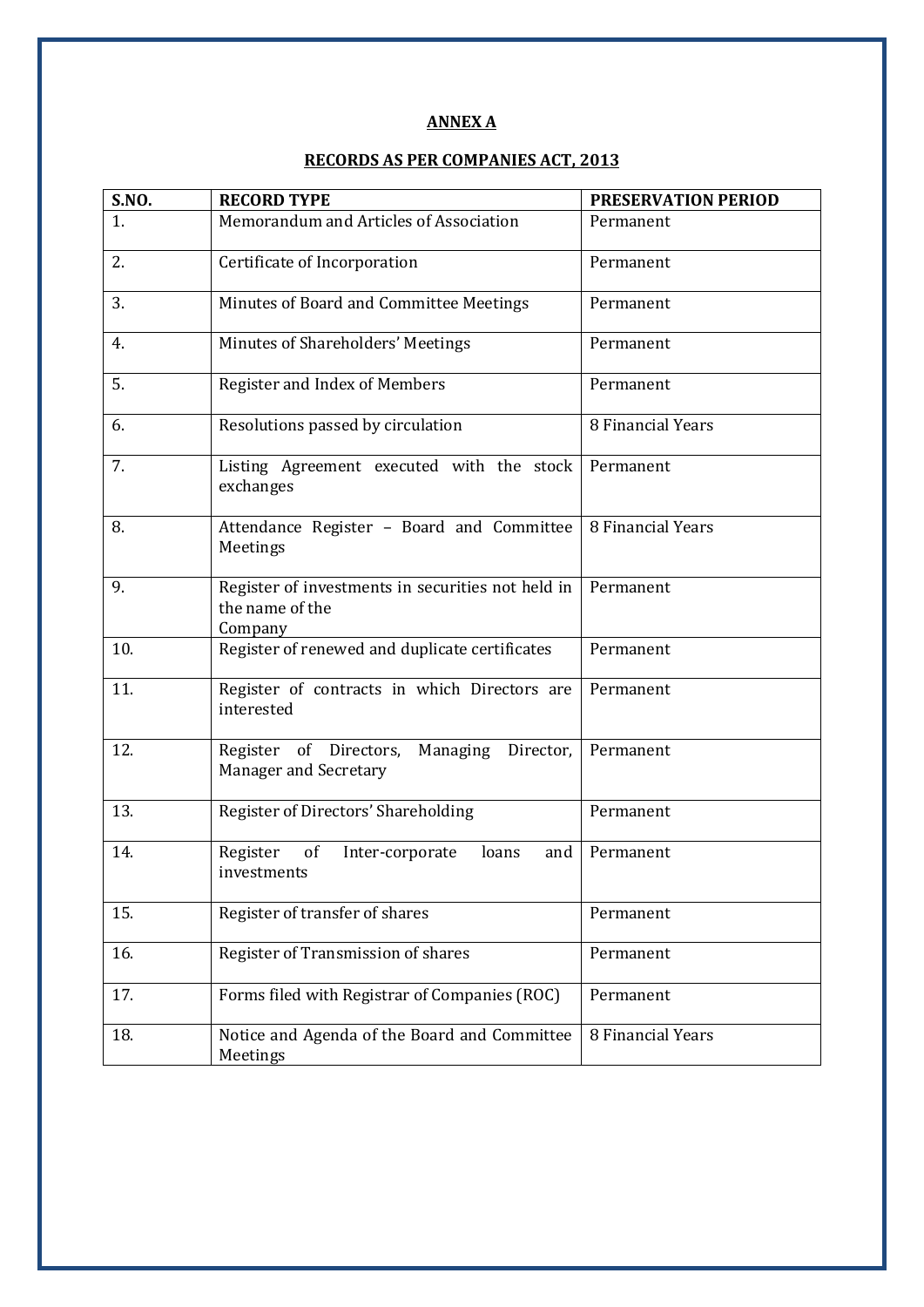**ANNEX A**

**RECORDS AS PER COMPANIES ACT, 2013**

| S.NO. | RECORD TYPE | PRESERVATION PERIOD |
|---|---|---|
| 1. | Memorandum and Articles of Association | Permanent |
| 2. | Certificate of Incorporation | Permanent |
| 3. | Minutes of Board and Committee Meetings | Permanent |
| 4. | Minutes of Shareholders' Meetings | Permanent |
| 5. | Register and Index of Members | Permanent |
| 6. | Resolutions passed by circulation | 8 Financial Years |
| 7. | Listing Agreement executed with the stock exchanges | Permanent |
| 8. | Attendance Register – Board and Committee Meetings | 8 Financial Years |
| 9. | Register of investments in securities not held in the name of the Company | Permanent |
| 10. | Register of renewed and duplicate certificates | Permanent |
| 11. | Register of contracts in which Directors are interested | Permanent |
| 12. | Register of Directors, Managing Director, Manager and Secretary | Permanent |
| 13. | Register of Directors' Shareholding | Permanent |
| 14. | Register of Inter-corporate loans and investments | Permanent |
| 15. | Register of transfer of shares | Permanent |
| 16. | Register of Transmission of shares | Permanent |
| 17. | Forms filed with Registrar of Companies (ROC) | Permanent |
| 18. | Notice and Agenda of the Board and Committee Meetings | 8 Financial Years |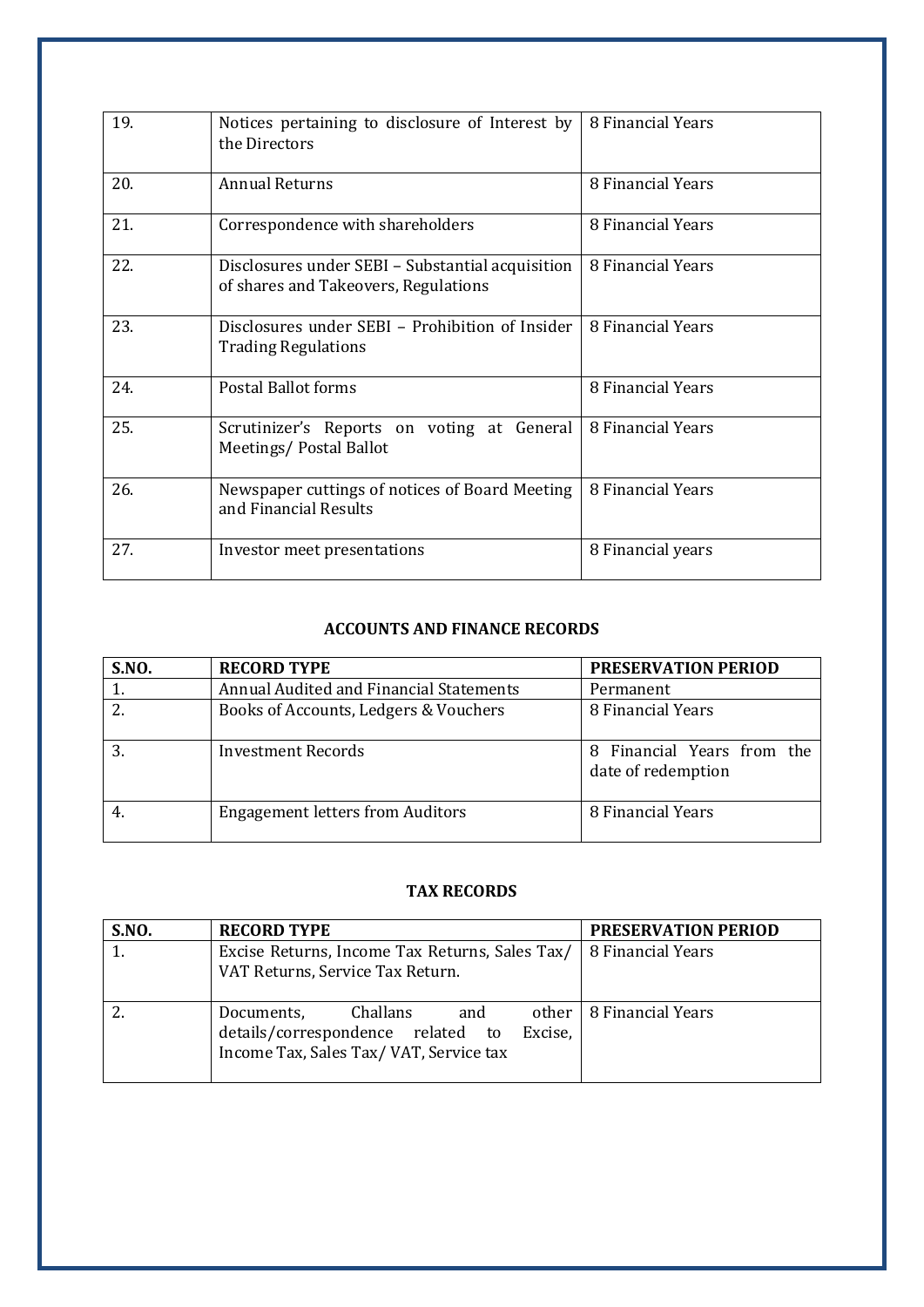| | | |
|---|---|---|
| 19. | Notices pertaining to disclosure of Interest by the Directors | 8 Financial Years |
| 20. | Annual Returns | 8 Financial Years |
| 21. | Correspondence with shareholders | 8 Financial Years |
| 22. | Disclosures under SEBI – Substantial acquisition of shares and Takeovers, Regulations | 8 Financial Years |
| 23. | Disclosures under SEBI – Prohibition of Insider Trading Regulations | 8 Financial Years |
| 24. | Postal Ballot forms | 8 Financial Years |
| 25. | Scrutinizer's Reports on voting at General Meetings/ Postal Ballot | 8 Financial Years |
| 26. | Newspaper cuttings of notices of Board Meeting and Financial Results | 8 Financial Years |
| 27. | Investor meet presentations | 8 Financial years |

### ACCOUNTS AND FINANCE RECORDS

| S.NO. | RECORD TYPE | PRESERVATION PERIOD |
|---|---|---|
| 1. | Annual Audited and Financial Statements | Permanent |
| 2. | Books of Accounts, Ledgers & Vouchers | 8 Financial Years |
| 3. | Investment Records | 8 Financial Years from the date of redemption |
| 4. | Engagement letters from Auditors | 8 Financial Years |

### TAX RECORDS

| S.NO. | RECORD TYPE | PRESERVATION PERIOD |
|---|---|---|
| 1. | Excise Returns, Income Tax Returns, Sales Tax/ VAT Returns, Service Tax Return. | 8 Financial Years |
| 2. | Documents, Challans and other details/correspondence related to Excise, Income Tax, Sales Tax/ VAT, Service tax | 8 Financial Years |